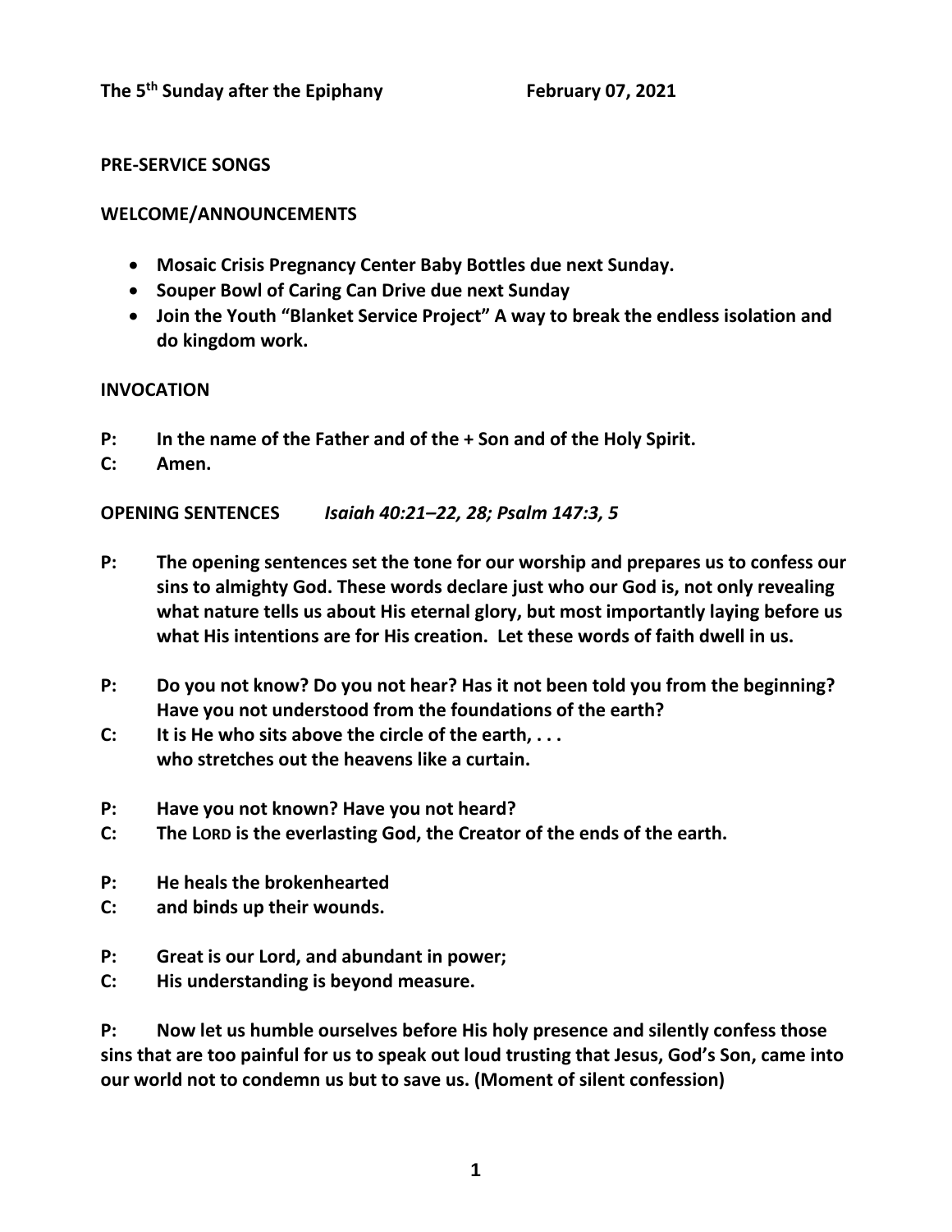**The 5th Sunday after the Epiphany February 07, 2021**

**PRE-SERVICE SONGS**

**WELCOME/ANNOUNCEMENTS**

- **Mosaic Crisis Pregnancy Center Baby Bottles due next Sunday.**
- **Souper Bowl of Caring Can Drive due next Sunday**
- **Join the Youth "Blanket Service Project" A way to break the endless isolation and do kingdom work.**

**INVOCATION**

**P: In the name of the Father and of the + Son and of the Holy Spirit.**
**C: Amen.**

**OPENING SENTENCES** ***Isaiah 40:21–22, 28; Psalm 147:3, 5***

**P: The opening sentences set the tone for our worship and prepares us to confess our sins to almighty God. These words declare just who our God is, not only revealing what nature tells us about His eternal glory, but most importantly laying before us what His intentions are for His creation. Let these words of faith dwell in us.**

**P: Do you not know? Do you not hear? Has it not been told you from the beginning? Have you not understood from the foundations of the earth?**
**C: It is He who sits above the circle of the earth, . . . who stretches out the heavens like a curtain.**

**P: Have you not known? Have you not heard?**
**C: The LORD is the everlasting God, the Creator of the ends of the earth.**

**P: He heals the brokenhearted**
**C: and binds up their wounds.**

**P: Great is our Lord, and abundant in power;**
**C: His understanding is beyond measure.**

**P: Now let us humble ourselves before His holy presence and silently confess those sins that are too painful for us to speak out loud trusting that Jesus, God's Son, came into our world not to condemn us but to save us. (Moment of silent confession)**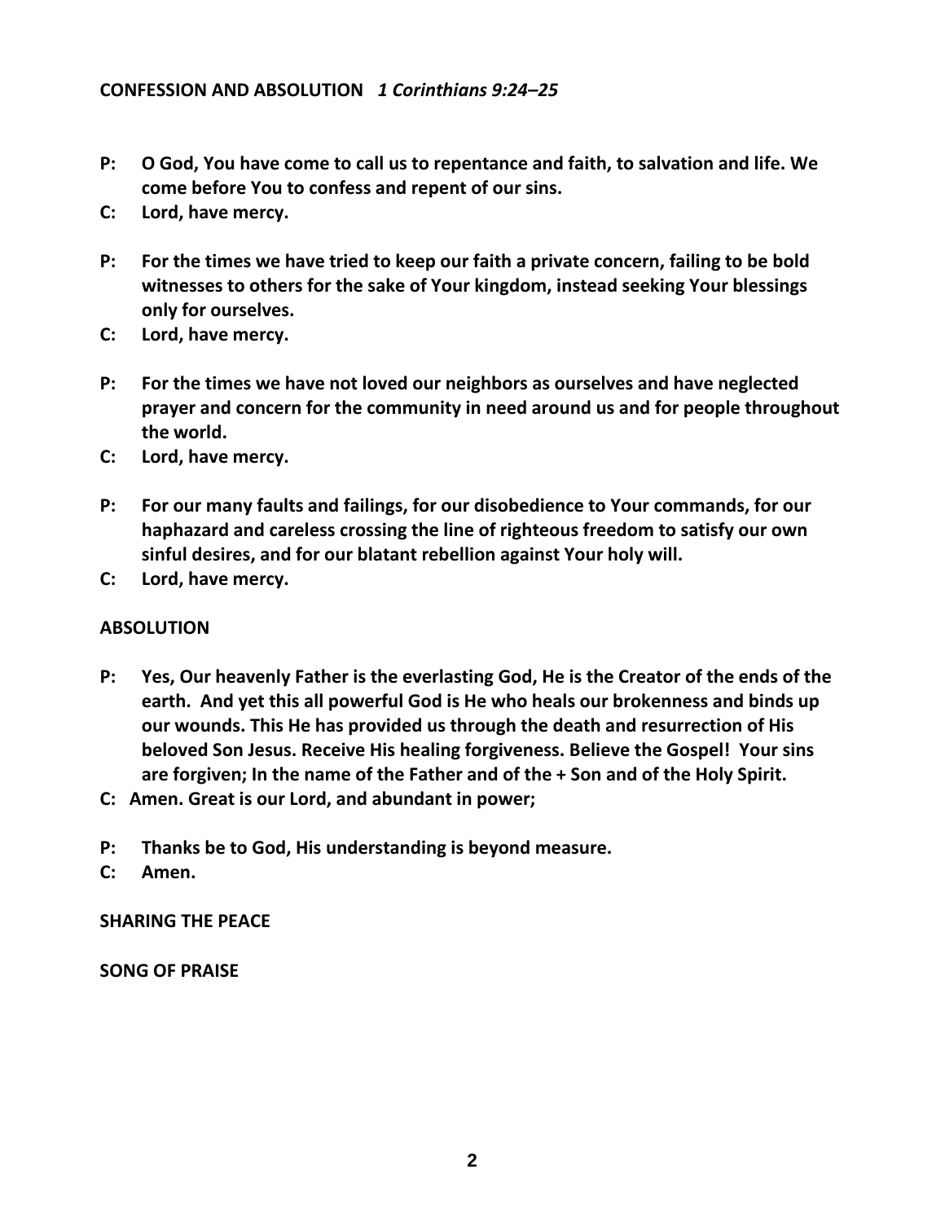**CONFESSION AND ABSOLUTION** ***1 Corinthians 9:24–25***

**P: O God, You have come to call us to repentance and faith, to salvation and life. We come before You to confess and repent of our sins.**

**C: Lord, have mercy.**

**P: For the times we have tried to keep our faith a private concern, failing to be bold witnesses to others for the sake of Your kingdom, instead seeking Your blessings only for ourselves.**

**C: Lord, have mercy.**

**P: For the times we have not loved our neighbors as ourselves and have neglected prayer and concern for the community in need around us and for people throughout the world.**

**C: Lord, have mercy.**

**P: For our many faults and failings, for our disobedience to Your commands, for our haphazard and careless crossing the line of righteous freedom to satisfy our own sinful desires, and for our blatant rebellion against Your holy will.**

**C: Lord, have mercy.**

**ABSOLUTION**

**P: Yes, Our heavenly Father is the everlasting God, He is the Creator of the ends of the earth. And yet this all powerful God is He who heals our brokenness and binds up our wounds. This He has provided us through the death and resurrection of His beloved Son Jesus. Receive His healing forgiveness. Believe the Gospel! Your sins are forgiven; In the name of the Father and of the + Son and of the Holy Spirit.**

**C: Amen. Great is our Lord, and abundant in power;**

**P: Thanks be to God, His understanding is beyond measure.**

**C: Amen.**

**SHARING THE PEACE**

**SONG OF PRAISE**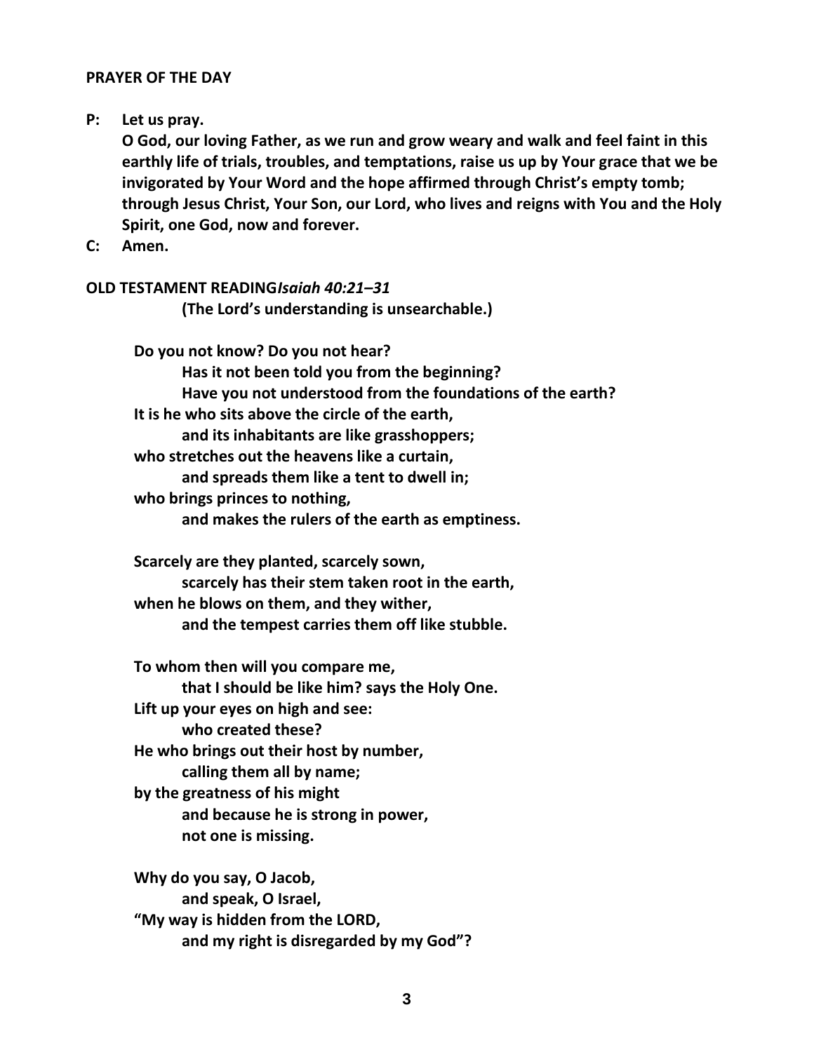**PRAYER OF THE DAY**

**P: Let us pray.**
**O God, our loving Father, as we run and grow weary and walk and feel faint in this earthly life of trials, troubles, and temptations, raise us up by Your grace that we be invigorated by Your Word and the hope affirmed through Christ's empty tomb; through Jesus Christ, Your Son, our Lord, who lives and reigns with You and the Holy Spirit, one God, now and forever.**

**C: Amen.**

**OLD TESTAMENT READING** ***Isaiah 40:21–31***
**(The Lord's understanding is unsearchable.)**

**Do you not know? Do you not hear?**
**Has it not been told you from the beginning?**
**Have you not understood from the foundations of the earth?**
**It is he who sits above the circle of the earth,**
**and its inhabitants are like grasshoppers;**
**who stretches out the heavens like a curtain,**
**and spreads them like a tent to dwell in;**
**who brings princes to nothing,**
**and makes the rulers of the earth as emptiness.**

**Scarcely are they planted, scarcely sown,**
**scarcely has their stem taken root in the earth,**
**when he blows on them, and they wither,**
**and the tempest carries them off like stubble.**

**To whom then will you compare me,**
**that I should be like him? says the Holy One.**
**Lift up your eyes on high and see:**
**who created these?**
**He who brings out their host by number,**
**calling them all by name;**
**by the greatness of his might**
**and because he is strong in power,**
**not one is missing.**

**Why do you say, O Jacob,**
**and speak, O Israel,**
**"My way is hidden from the LORD,**
**and my right is disregarded by my God"?**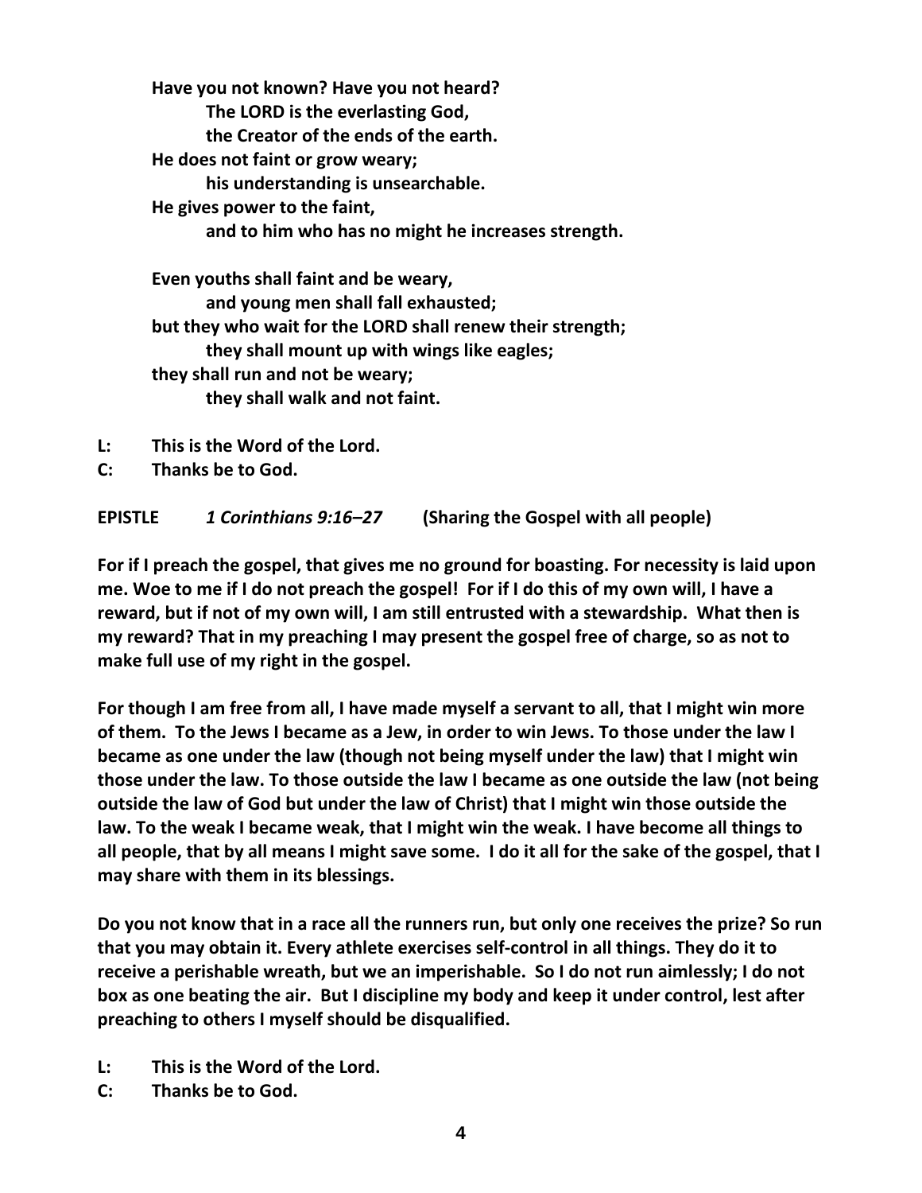**Have you not known? Have you not heard?**
**The LORD is the everlasting God,**
**the Creator of the ends of the earth.**
**He does not faint or grow weary;**
**his understanding is unsearchable.**
**He gives power to the faint,**
**and to him who has no might he increases strength.**

**Even youths shall faint and be weary,**
**and young men shall fall exhausted;**
**but they who wait for the LORD shall renew their strength;**
**they shall mount up with wings like eagles;**
**they shall run and not be weary;**
**they shall walk and not faint.**

**L: This is the Word of the Lord.**
**C: Thanks be to God.**

**EPISTLE** ***1 Corinthians 9:16–27*** **(Sharing the Gospel with all people)**

**For if I preach the gospel, that gives me no ground for boasting. For necessity is laid upon me. Woe to me if I do not preach the gospel! For if I do this of my own will, I have a reward, but if not of my own will, I am still entrusted with a stewardship. What then is my reward? That in my preaching I may present the gospel free of charge, so as not to make full use of my right in the gospel.**

**For though I am free from all, I have made myself a servant to all, that I might win more of them. To the Jews I became as a Jew, in order to win Jews. To those under the law I became as one under the law (though not being myself under the law) that I might win those under the law. To those outside the law I became as one outside the law (not being outside the law of God but under the law of Christ) that I might win those outside the law. To the weak I became weak, that I might win the weak. I have become all things to all people, that by all means I might save some. I do it all for the sake of the gospel, that I may share with them in its blessings.**

**Do you not know that in a race all the runners run, but only one receives the prize? So run that you may obtain it. Every athlete exercises self-control in all things. They do it to receive a perishable wreath, but we an imperishable. So I do not run aimlessly; I do not box as one beating the air. But I discipline my body and keep it under control, lest after preaching to others I myself should be disqualified.**

**L: This is the Word of the Lord.**
**C: Thanks be to God.**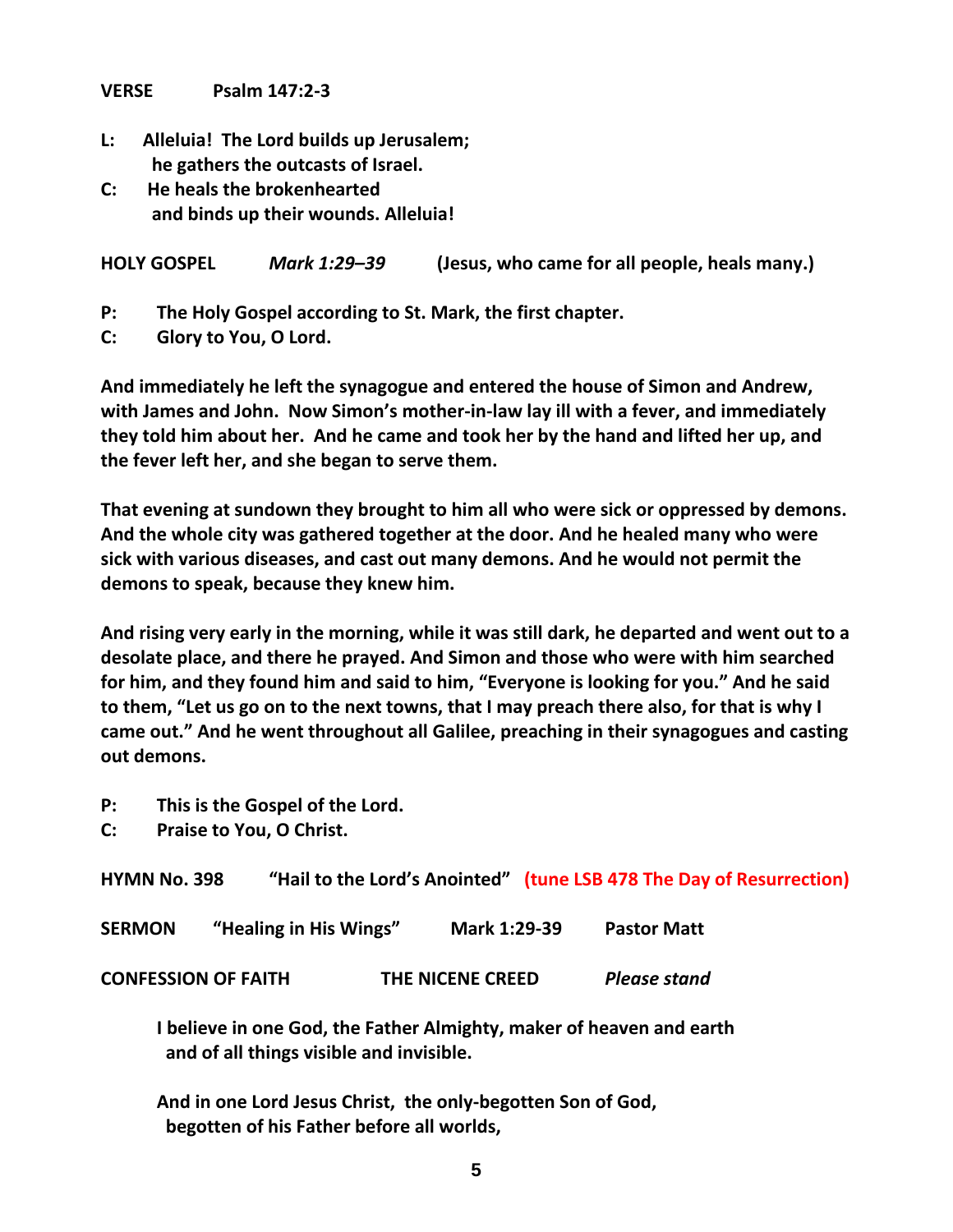**VERSE Psalm 147:2-3**

**L: Alleluia! The Lord builds up Jerusalem;
he gathers the outcasts of Israel.**

**C: He heals the brokenhearted
and binds up their wounds. Alleluia!**

**HOLY GOSPEL** ***Mark 1:29–39*** **(Jesus, who came for all people, heals many.)**

**P: The Holy Gospel according to St. Mark, the first chapter.**

**C: Glory to You, O Lord.**

**And immediately he left the synagogue and entered the house of Simon and Andrew, with James and John. Now Simon's mother-in-law lay ill with a fever, and immediately they told him about her. And he came and took her by the hand and lifted her up, and the fever left her, and she began to serve them.**

**That evening at sundown they brought to him all who were sick or oppressed by demons. And the whole city was gathered together at the door. And he healed many who were sick with various diseases, and cast out many demons. And he would not permit the demons to speak, because they knew him.**

**And rising very early in the morning, while it was still dark, he departed and went out to a desolate place, and there he prayed. And Simon and those who were with him searched for him, and they found him and said to him, "Everyone is looking for you." And he said to them, "Let us go on to the next towns, that I may preach there also, for that is why I came out." And he went throughout all Galilee, preaching in their synagogues and casting out demons.**

**P: This is the Gospel of the Lord.**

**C: Praise to You, O Christ.**

**HYMN No. 398 "Hail to the Lord's Anointed" (tune LSB 478 The Day of Resurrection)**

**SERMON "Healing in His Wings" Mark 1:29-39 Pastor Matt**

**CONFESSION OF FAITH THE NICENE CREED** ***Please stand***

**I believe in one God, the Father Almighty, maker of heaven and earth
and of all things visible and invisible.**

**And in one Lord Jesus Christ, the only-begotten Son of God,
begotten of his Father before all worlds,**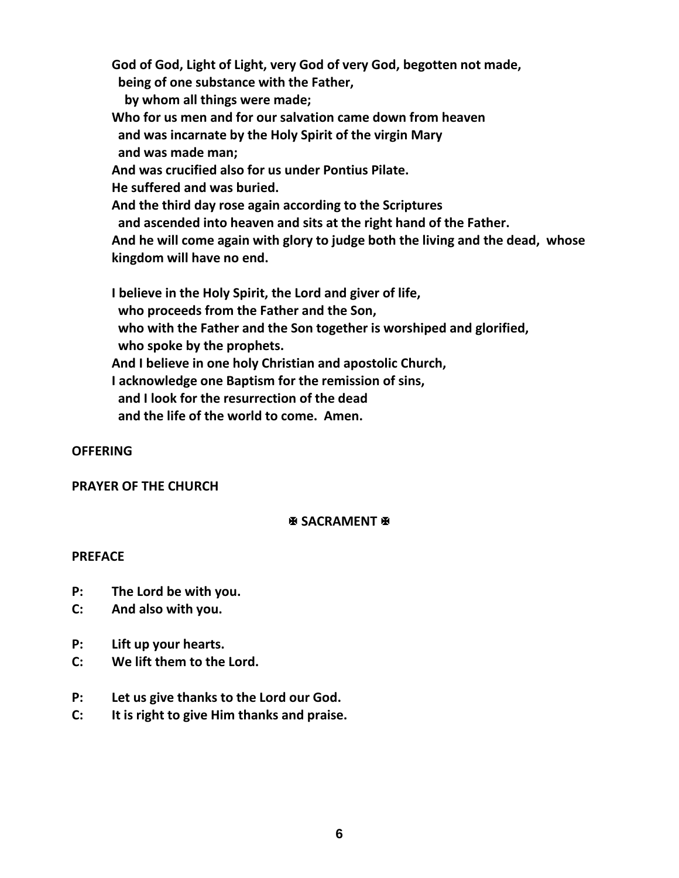**God of God, Light of Light, very God of very God, begotten not made,**
**being of one substance with the Father,**
**by whom all things were made;**
**Who for us men and for our salvation came down from heaven**
**and was incarnate by the Holy Spirit of the virgin Mary**
**and was made man;**
**And was crucified also for us under Pontius Pilate.**
**He suffered and was buried.**
**And the third day rose again according to the Scriptures**
**and ascended into heaven and sits at the right hand of the Father.**
**And he will come again with glory to judge both the living and the dead, whose kingdom will have no end.**

**I believe in the Holy Spirit, the Lord and giver of life,**
**who proceeds from the Father and the Son,**
**who with the Father and the Son together is worshiped and glorified,**
**who spoke by the prophets.**
**And I believe in one holy Christian and apostolic Church,**
**I acknowledge one Baptism for the remission of sins,**
**and I look for the resurrection of the dead**
**and the life of the world to come. Amen.**

**OFFERING**

**PRAYER OF THE CHURCH**

## ✠ SACRAMENT ✠

**PREFACE**

**P: The Lord be with you.**
**C: And also with you.**

**P: Lift up your hearts.**
**C: We lift them to the Lord.**

**P: Let us give thanks to the Lord our God.**
**C: It is right to give Him thanks and praise.**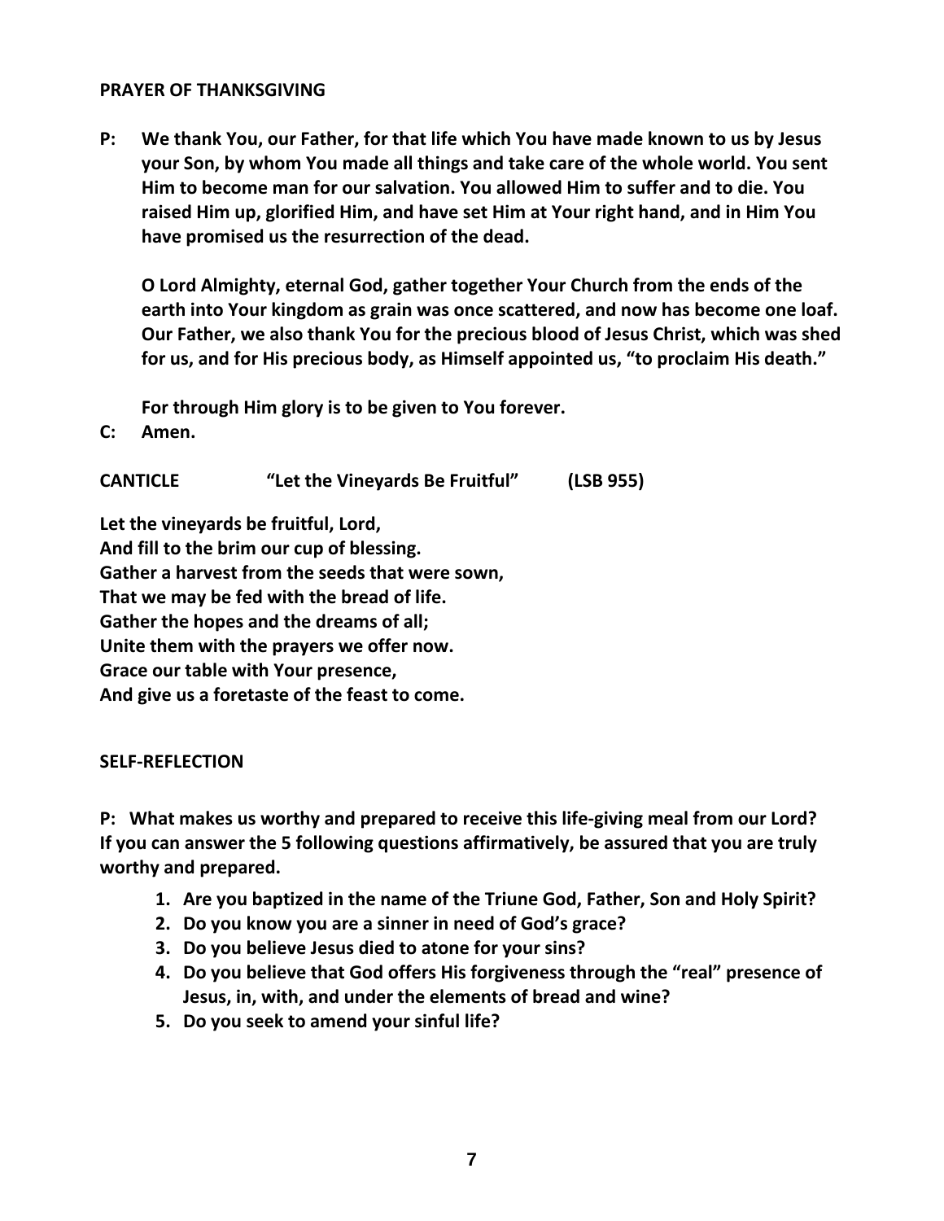**PRAYER OF THANKSGIVING**

**P: We thank You, our Father, for that life which You have made known to us by Jesus your Son, by whom You made all things and take care of the whole world. You sent Him to become man for our salvation. You allowed Him to suffer and to die. You raised Him up, glorified Him, and have set Him at Your right hand, and in Him You have promised us the resurrection of the dead.**

**O Lord Almighty, eternal God, gather together Your Church from the ends of the earth into Your kingdom as grain was once scattered, and now has become one loaf. Our Father, we also thank You for the precious blood of Jesus Christ, which was shed for us, and for His precious body, as Himself appointed us, "to proclaim His death."**

**For through Him glory is to be given to You forever.**

**C: Amen.**

**CANTICLE "Let the Vineyards Be Fruitful" (LSB 955)**

**Let the vineyards be fruitful, Lord,**
**And fill to the brim our cup of blessing.**
**Gather a harvest from the seeds that were sown,**
**That we may be fed with the bread of life.**
**Gather the hopes and the dreams of all;**
**Unite them with the prayers we offer now.**
**Grace our table with Your presence,**
**And give us a foretaste of the feast to come.**

**SELF-REFLECTION**

**P: What makes us worthy and prepared to receive this life-giving meal from our Lord? If you can answer the 5 following questions affirmatively, be assured that you are truly worthy and prepared.**

1. **Are you baptized in the name of the Triune God, Father, Son and Holy Spirit?**
2. **Do you know you are a sinner in need of God's grace?**
3. **Do you believe Jesus died to atone for your sins?**
4. **Do you believe that God offers His forgiveness through the "real" presence of Jesus, in, with, and under the elements of bread and wine?**
5. **Do you seek to amend your sinful life?**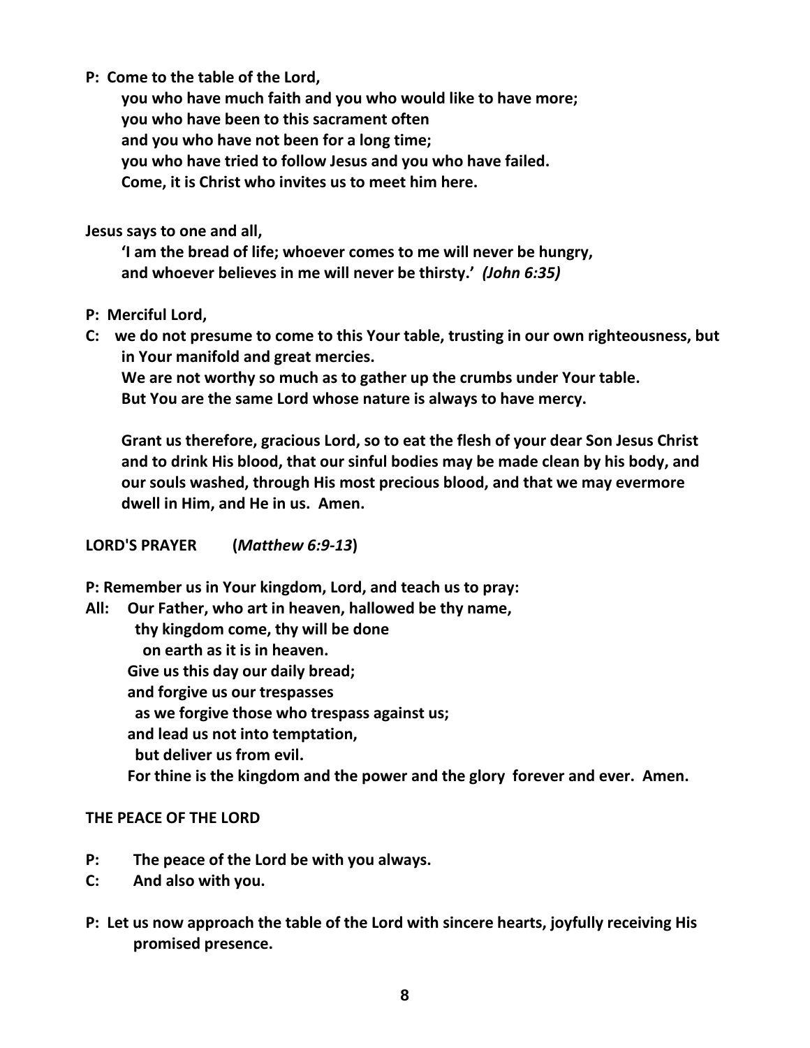**P: Come to the table of the Lord,**
**you who have much faith and you who would like to have more;**
**you who have been to this sacrament often**
**and you who have not been for a long time;**
**you who have tried to follow Jesus and you who have failed.**
**Come, it is Christ who invites us to meet him here.**

**Jesus says to one and all,**
**'I am the bread of life; whoever comes to me will never be hungry,**
**and whoever believes in me will never be thirsty.'** ***(John 6:35)***

**P: Merciful Lord,**

**C: we do not presume to come to this Your table, trusting in our own righteousness, but in Your manifold and great mercies.**
**We are not worthy so much as to gather up the crumbs under Your table.**
**But You are the same Lord whose nature is always to have mercy.**

**Grant us therefore, gracious Lord, so to eat the flesh of your dear Son Jesus Christ and to drink His blood, that our sinful bodies may be made clean by his body, and our souls washed, through His most precious blood, and that we may evermore dwell in Him, and He in us. Amen.**

**LORD'S PRAYER (*Matthew 6:9-13*)**

**P: Remember us in Your kingdom, Lord, and teach us to pray:**

**All: Our Father, who art in heaven, hallowed be thy name,**
**thy kingdom come, thy will be done**
**on earth as it is in heaven.**
**Give us this day our daily bread;**
**and forgive us our trespasses**
**as we forgive those who trespass against us;**
**and lead us not into temptation,**
**but deliver us from evil.**
**For thine is the kingdom and the power and the glory forever and ever. Amen.**

**THE PEACE OF THE LORD**

**P: The peace of the Lord be with you always.**

**C: And also with you.**

**P: Let us now approach the table of the Lord with sincere hearts, joyfully receiving His promised presence.**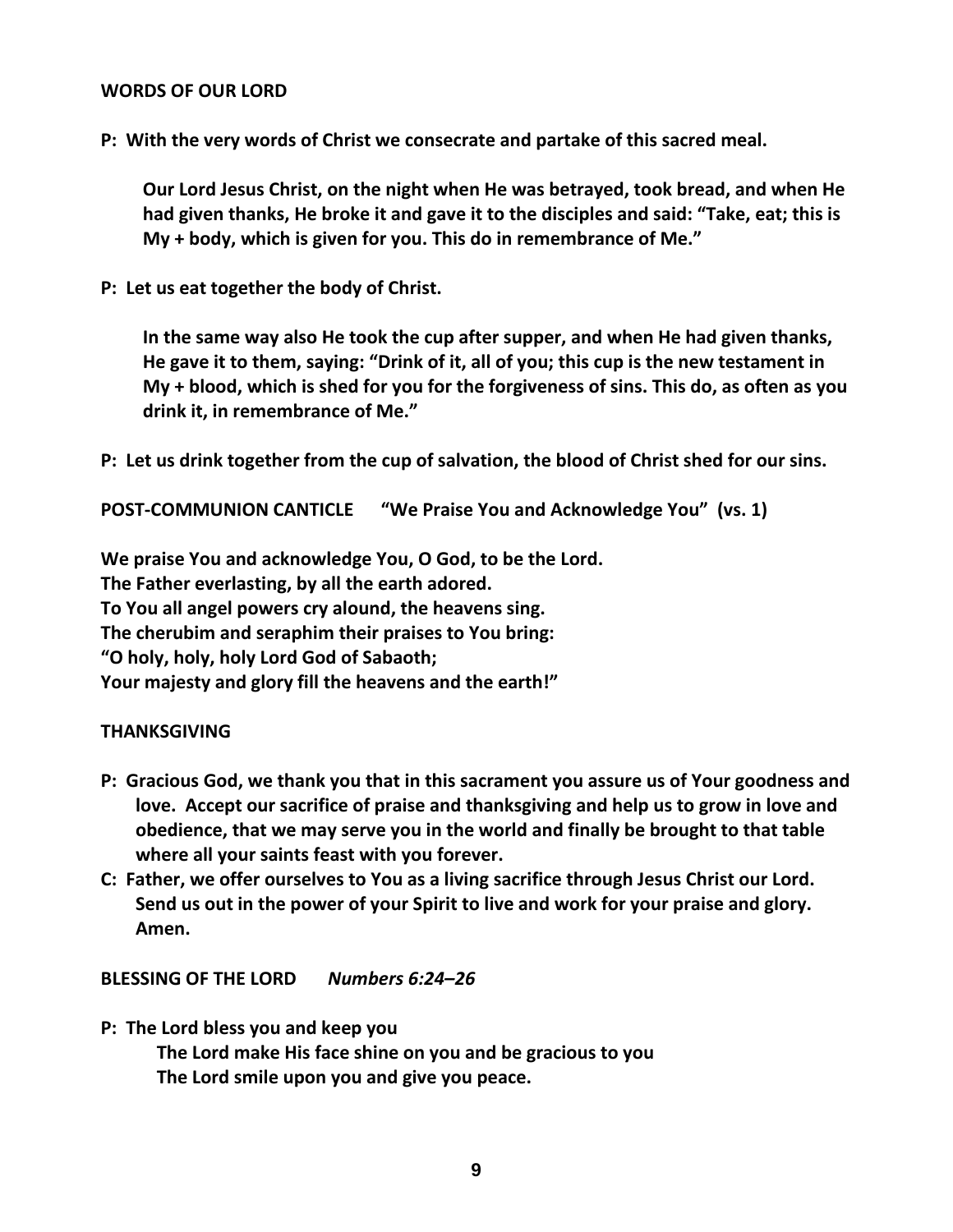**WORDS OF OUR LORD**

**P: With the very words of Christ we consecrate and partake of this sacred meal.**

> **Our Lord Jesus Christ, on the night when He was betrayed, took bread, and when He had given thanks, He broke it and gave it to the disciples and said: "Take, eat; this is My + body, which is given for you. This do in remembrance of Me."**

**P: Let us eat together the body of Christ.**

> **In the same way also He took the cup after supper, and when He had given thanks, He gave it to them, saying: "Drink of it, all of you; this cup is the new testament in My + blood, which is shed for you for the forgiveness of sins. This do, as often as you drink it, in remembrance of Me."**

**P: Let us drink together from the cup of salvation, the blood of Christ shed for our sins.**

**POST-COMMUNION CANTICLE "We Praise You and Acknowledge You" (vs. 1)**

**We praise You and acknowledge You, O God, to be the Lord.**
**The Father everlasting, by all the earth adored.**
**To You all angel powers cry aloud, the heavens sing.**
**The cherubim and seraphim their praises to You bring:**
**"O holy, holy, holy Lord God of Sabaoth;**
**Your majesty and glory fill the heavens and the earth!"**

**THANKSGIVING**

**P: Gracious God, we thank you that in this sacrament you assure us of Your goodness and love. Accept our sacrifice of praise and thanksgiving and help us to grow in love and obedience, that we may serve you in the world and finally be brought to that table where all your saints feast with you forever.**

**C: Father, we offer ourselves to You as a living sacrifice through Jesus Christ our Lord. Send us out in the power of your Spirit to live and work for your praise and glory. Amen.**

**BLESSING OF THE LORD** ***Numbers 6:24–26***

**P: The Lord bless you and keep you**
**The Lord make His face shine on you and be gracious to you**
**The Lord smile upon you and give you peace.**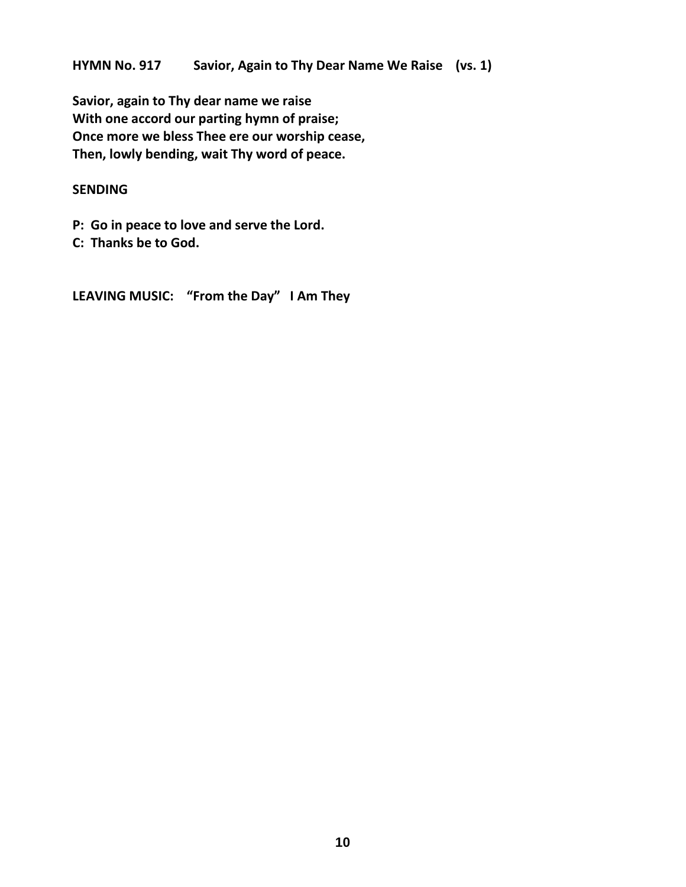**HYMN No. 917 Savior, Again to Thy Dear Name We Raise (vs. 1)**

**Savior, again to Thy dear name we raise**
**With one accord our parting hymn of praise;**
**Once more we bless Thee ere our worship cease,**
**Then, lowly bending, wait Thy word of peace.**

**SENDING**

**P: Go in peace to love and serve the Lord.**
**C: Thanks be to God.**

**LEAVING MUSIC: "From the Day" I Am They**